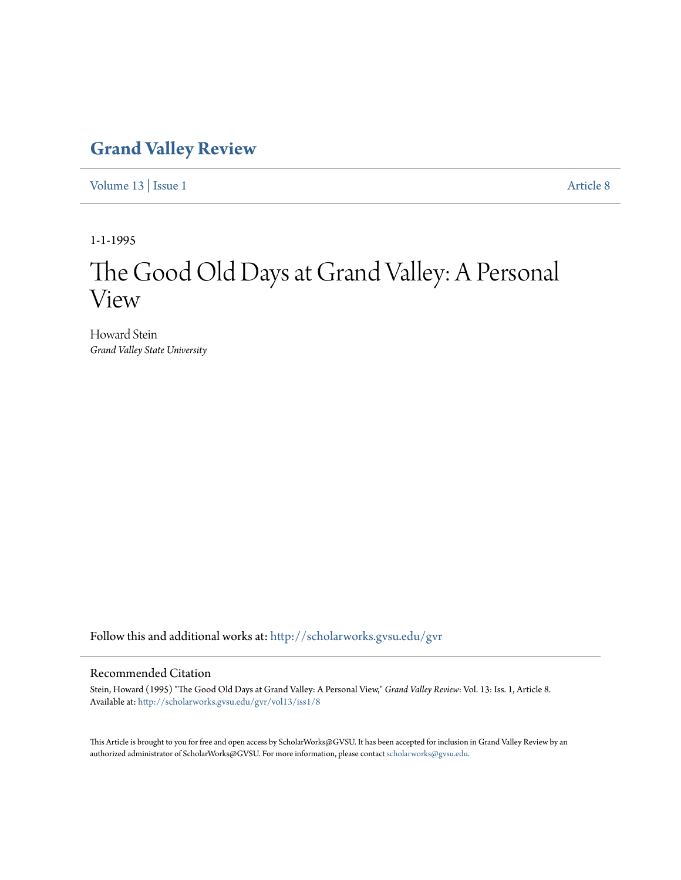# Grand Valley Review

Volume 13 | Issue 1 Article 8

1-1-1995

# The Good Old Days at Grand Valley: A Personal View

Howard Stein
*Grand Valley State University*

Follow this and additional works at: http://scholarworks.gvsu.edu/gvr

## Recommended Citation

Stein, Howard (1995) "The Good Old Days at Grand Valley: A Personal View," *Grand Valley Review*: Vol. 13: Iss. 1, Article 8.
Available at: http://scholarworks.gvsu.edu/gvr/vol13/iss1/8

This Article is brought to you for free and open access by ScholarWorks@GVSU. It has been accepted for inclusion in Grand Valley Review by an authorized administrator of ScholarWorks@GVSU. For more information, please contact scholarworks@gvsu.edu.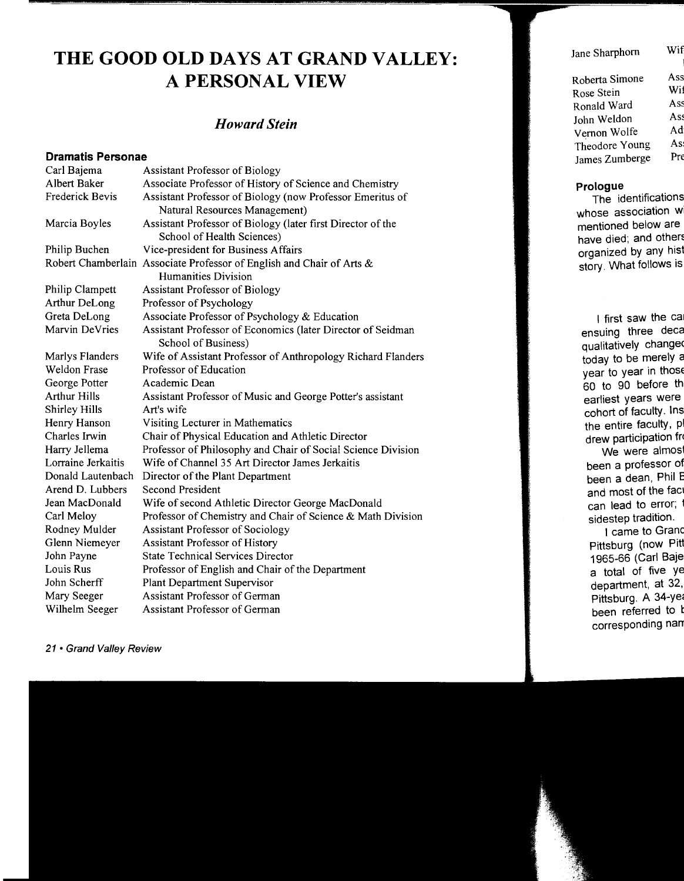# THE GOOD OLD DAYS AT GRAND VALLEY: A PERSONAL VIEW

## *Howard Stein*

### Dramatis Personae

| | |
|---|---|
| Carl Bajema | Assistant Professor of Biology |
| Albert Baker | Associate Professor of History of Science and Chemistry |
| Frederick Bevis | Assistant Professor of Biology (now Professor Emeritus of Natural Resources Management) |
| Marcia Boyles | Assistant Professor of Biology (later first Director of the School of Health Sciences) |
| Philip Buchen | Vice-president for Business Affairs |
| Robert Chamberlain | Associate Professor of English and Chair of Arts & Humanities Division |
| Philip Clampett | Assistant Professor of Biology |
| Arthur DeLong | Professor of Psychology |
| Greta DeLong | Associate Professor of Psychology & Education |
| Marvin DeVries | Assistant Professor of Economics (later Director of Seidman School of Business) |
| Marlys Flanders | Wife of Assistant Professor of Anthropology Richard Flanders |
| Weldon Frase | Professor of Education |
| George Potter | Academic Dean |
| Arthur Hills | Assistant Professor of Music and George Potter's assistant |
| Shirley Hills | Art's wife |
| Henry Hanson | Visiting Lecturer in Mathematics |
| Charles Irwin | Chair of Physical Education and Athletic Director |
| Harry Jellema | Professor of Philosophy and Chair of Social Science Division |
| Lorraine Jerkaitis | Wife of Channel 35 Art Director James Jerkaitis |
| Donald Lautenbach | Director of the Plant Department |
| Arend D. Lubbers | Second President |
| Jean MacDonald | Wife of second Athletic Director George MacDonald |
| Carl Meloy | Professor of Chemistry and Chair of Science & Math Division |
| Rodney Mulder | Assistant Professor of Sociology |
| Glenn Niemeyer | Assistant Professor of History |
| John Payne | State Technical Services Director |
| Louis Rus | Professor of English and Chair of the Department |
| John Scherff | Plant Department Supervisor |
| Mary Seeger | Assistant Professor of German |
| Wilhelm Seeger | Assistant Professor of German |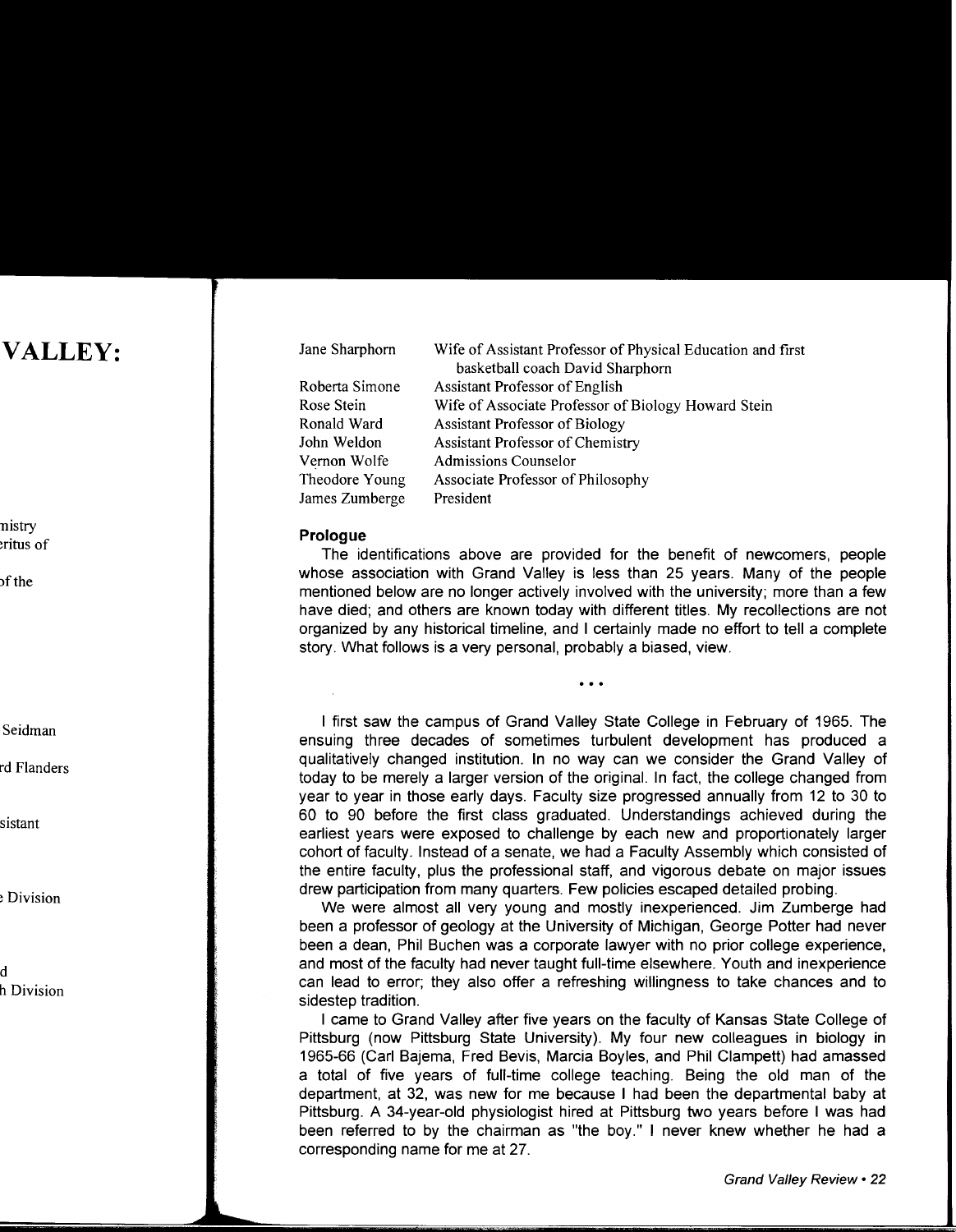| | |
|---|---|
| Jane Sharphorn | Wife of Assistant Professor of Physical Education and first basketball coach David Sharphorn |
| Roberta Simone | Assistant Professor of English |
| Rose Stein | Wife of Associate Professor of Biology Howard Stein |
| Ronald Ward | Assistant Professor of Biology |
| John Weldon | Assistant Professor of Chemistry |
| Vernon Wolfe | Admissions Counselor |
| Theodore Young | Associate Professor of Philosophy |
| James Zumberge | President |

### Prologue

The identifications above are provided for the benefit of newcomers, people whose association with Grand Valley is less than 25 years. Many of the people mentioned below are no longer actively involved with the university; more than a few have died; and others are known today with different titles. My recollections are not organized by any historical timeline, and I certainly made no effort to tell a complete story. What follows is a very personal, probably a biased, view.

• • •

I first saw the campus of Grand Valley State College in February of 1965. The ensuing three decades of sometimes turbulent development has produced a qualitatively changed institution. In no way can we consider the Grand Valley of today to be merely a larger version of the original. In fact, the college changed from year to year in those early days. Faculty size progressed annually from 12 to 30 to 60 to 90 before the first class graduated. Understandings achieved during the earliest years were exposed to challenge by each new and proportionately larger cohort of faculty. Instead of a senate, we had a Faculty Assembly which consisted of the entire faculty, plus the professional staff, and vigorous debate on major issues drew participation from many quarters. Few policies escaped detailed probing.

We were almost all very young and mostly inexperienced. Jim Zumberge had been a professor of geology at the University of Michigan, George Potter had never been a dean, Phil Buchen was a corporate lawyer with no prior college experience, and most of the faculty had never taught full-time elsewhere. Youth and inexperience can lead to error; they also offer a refreshing willingness to take chances and to sidestep tradition.

I came to Grand Valley after five years on the faculty of Kansas State College of Pittsburg (now Pittsburg State University). My four new colleagues in biology in 1965-66 (Carl Bajema, Fred Bevis, Marcia Boyles, and Phil Clampett) had amassed a total of five years of full-time college teaching. Being the old man of the department, at 32, was new for me because I had been the departmental baby at Pittsburg. A 34-year-old physiologist hired at Pittsburg two years before I was had been referred to by the chairman as "the boy." I never knew whether he had a corresponding name for me at 27.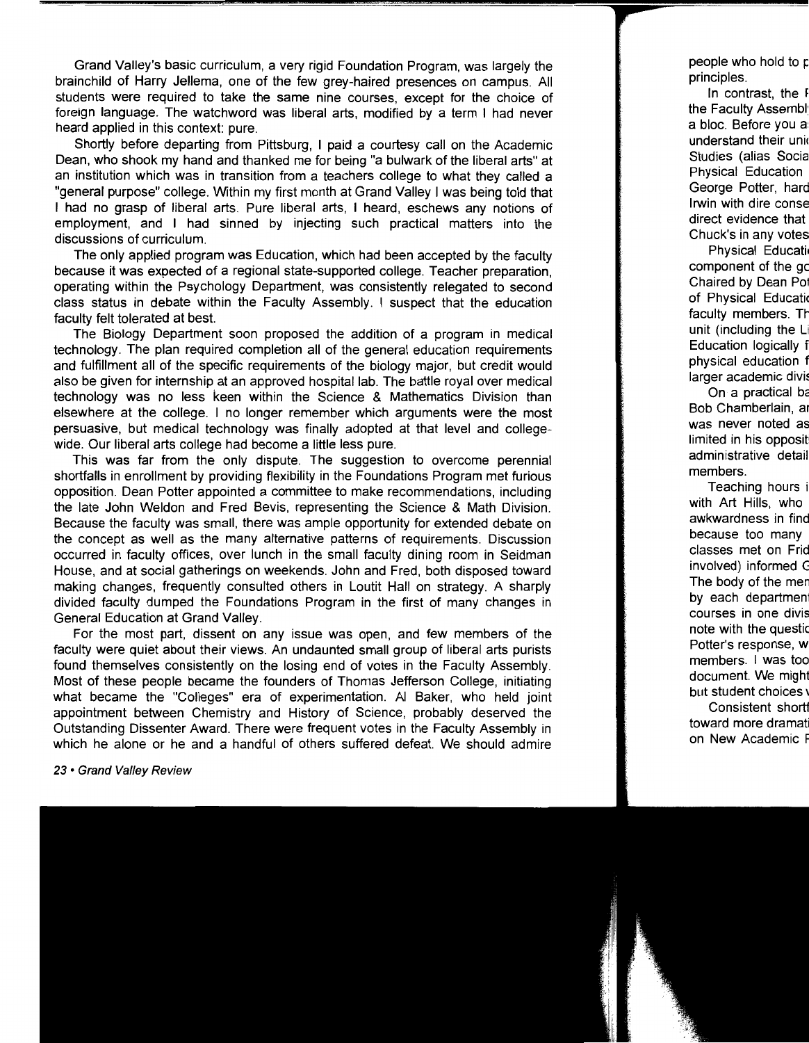Grand Valley's basic curriculum, a very rigid Foundation Program, was largely the brainchild of Harry Jellema, one of the few grey-haired presences on campus. All students were required to take the same nine courses, except for the choice of foreign language. The watchword was liberal arts, modified by a term I had never heard applied in this context: pure.

Shortly before departing from Pittsburg, I paid a courtesy call on the Academic Dean, who shook my hand and thanked me for being "a bulwark of the liberal arts" at an institution which was in transition from a teachers college to what they called a "general purpose" college. Within my first month at Grand Valley I was being told that I had no grasp of liberal arts. Pure liberal arts, I heard, eschews any notions of employment, and I had sinned by injecting such practical matters into the discussions of curriculum.

The only applied program was Education, which had been accepted by the faculty because it was expected of a regional state-supported college. Teacher preparation, operating within the Psychology Department, was consistently relegated to second class status in debate within the Faculty Assembly. I suspect that the education faculty felt tolerated at best.

The Biology Department soon proposed the addition of a program in medical technology. The plan required completion all of the general education requirements and fulfillment all of the specific requirements of the biology major, but credit would also be given for internship at an approved hospital lab. The battle royal over medical technology was no less keen within the Science & Mathematics Division than elsewhere at the college. I no longer remember which arguments were the most persuasive, but medical technology was finally adopted at that level and college-wide. Our liberal arts college had become a little less pure.

This was far from the only dispute. The suggestion to overcome perennial shortfalls in enrollment by providing flexibility in the Foundations Program met furious opposition. Dean Potter appointed a committee to make recommendations, including the late John Weldon and Fred Bevis, representing the Science & Math Division. Because the faculty was small, there was ample opportunity for extended debate on the concept as well as the many alternative patterns of requirements. Discussion occurred in faculty offices, over lunch in the small faculty dining room in Seidman House, and at social gatherings on weekends. John and Fred, both disposed toward making changes, frequently consulted others in Loutit Hall on strategy. A sharply divided faculty dumped the Foundations Program in the first of many changes in General Education at Grand Valley.

For the most part, dissent on any issue was open, and few members of the faculty were quiet about their views. An undaunted small group of liberal arts purists found themselves consistently on the losing end of votes in the Faculty Assembly. Most of these people became the founders of Thomas Jefferson College, initiating what became the "Colleges" era of experimentation. Al Baker, who held joint appointment between Chemistry and History of Science, probably deserved the Outstanding Dissenter Award. There were frequent votes in the Faculty Assembly in which he alone or he and a handful of others suffered defeat. We should admire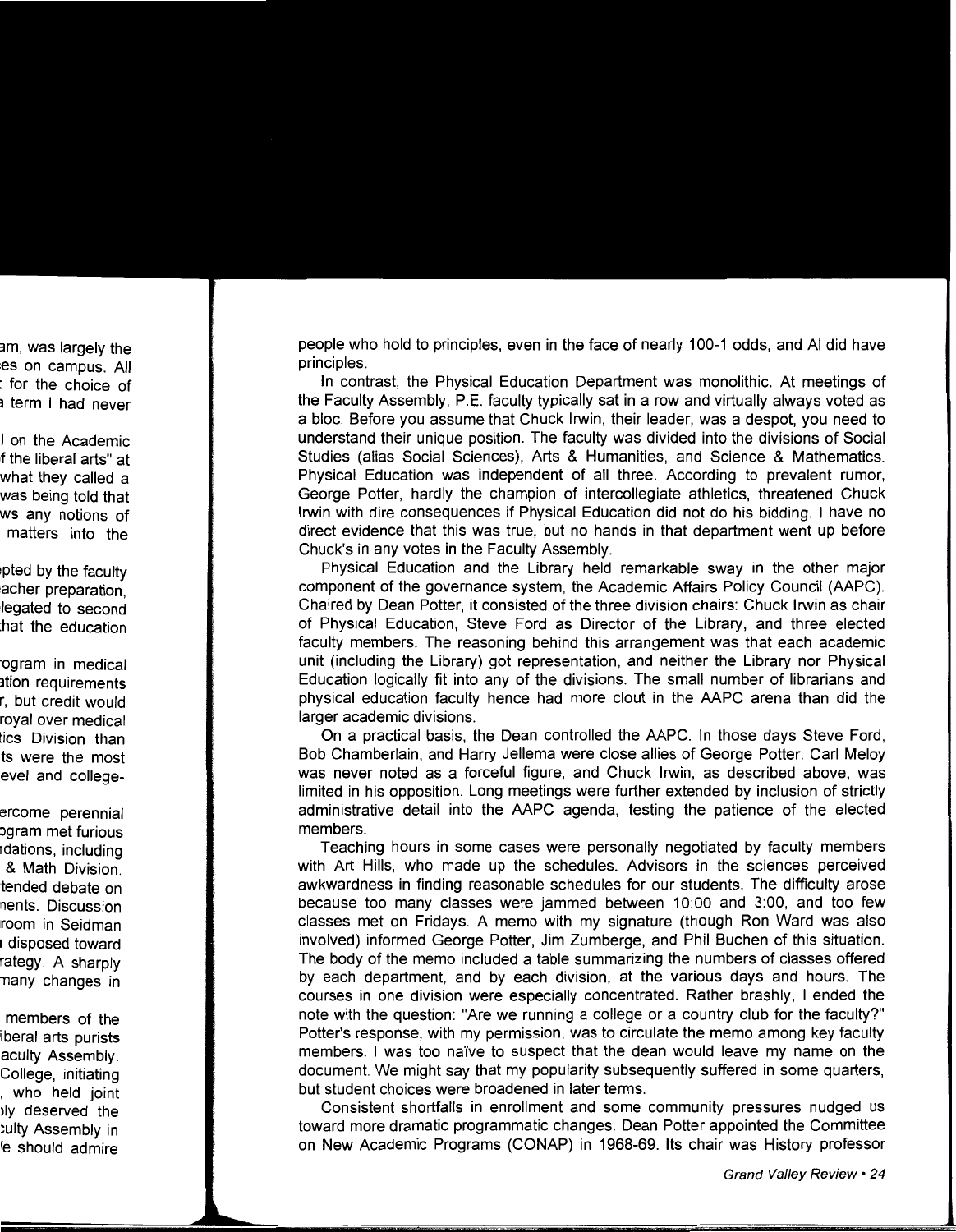people who hold to principles, even in the face of nearly 100-1 odds, and Al did have principles.

In contrast, the Physical Education Department was monolithic. At meetings of the Faculty Assembly, P.E. faculty typically sat in a row and virtually always voted as a bloc. Before you assume that Chuck Irwin, their leader, was a despot, you need to understand their unique position. The faculty was divided into the divisions of Social Studies (alias Social Sciences), Arts & Humanities, and Science & Mathematics. Physical Education was independent of all three. According to prevalent rumor, George Potter, hardly the champion of intercollegiate athletics, threatened Chuck Irwin with dire consequences if Physical Education did not do his bidding. I have no direct evidence that this was true, but no hands in that department went up before Chuck's in any votes in the Faculty Assembly.

Physical Education and the Library held remarkable sway in the other major component of the governance system, the Academic Affairs Policy Council (AAPC). Chaired by Dean Potter, it consisted of the three division chairs: Chuck Irwin as chair of Physical Education, Steve Ford as Director of the Library, and three elected faculty members. The reasoning behind this arrangement was that each academic unit (including the Library) got representation, and neither the Library nor Physical Education logically fit into any of the divisions. The small number of librarians and physical education faculty hence had more clout in the AAPC arena than did the larger academic divisions.

On a practical basis, the Dean controlled the AAPC. In those days Steve Ford, Bob Chamberlain, and Harry Jellema were close allies of George Potter. Carl Meloy was never noted as a forceful figure, and Chuck Irwin, as described above, was limited in his opposition. Long meetings were further extended by inclusion of strictly administrative detail into the AAPC agenda, testing the patience of the elected members.

Teaching hours in some cases were personally negotiated by faculty members with Art Hills, who made up the schedules. Advisors in the sciences perceived awkwardness in finding reasonable schedules for our students. The difficulty arose because too many classes were jammed between 10:00 and 3:00, and too few classes met on Fridays. A memo with my signature (though Ron Ward was also involved) informed George Potter, Jim Zumberge, and Phil Buchen of this situation. The body of the memo included a table summarizing the numbers of classes offered by each department, and by each division, at the various days and hours. The courses in one division were especially concentrated. Rather brashly, I ended the note with the question: "Are we running a college or a country club for the faculty?" Potter's response, with my permission, was to circulate the memo among key faculty members. I was too naïve to suspect that the dean would leave my name on the document. We might say that my popularity subsequently suffered in some quarters, but student choices were broadened in later terms.

Consistent shortfalls in enrollment and some community pressures nudged us toward more dramatic programmatic changes. Dean Potter appointed the Committee on New Academic Programs (CONAP) in 1968-69. Its chair was History professor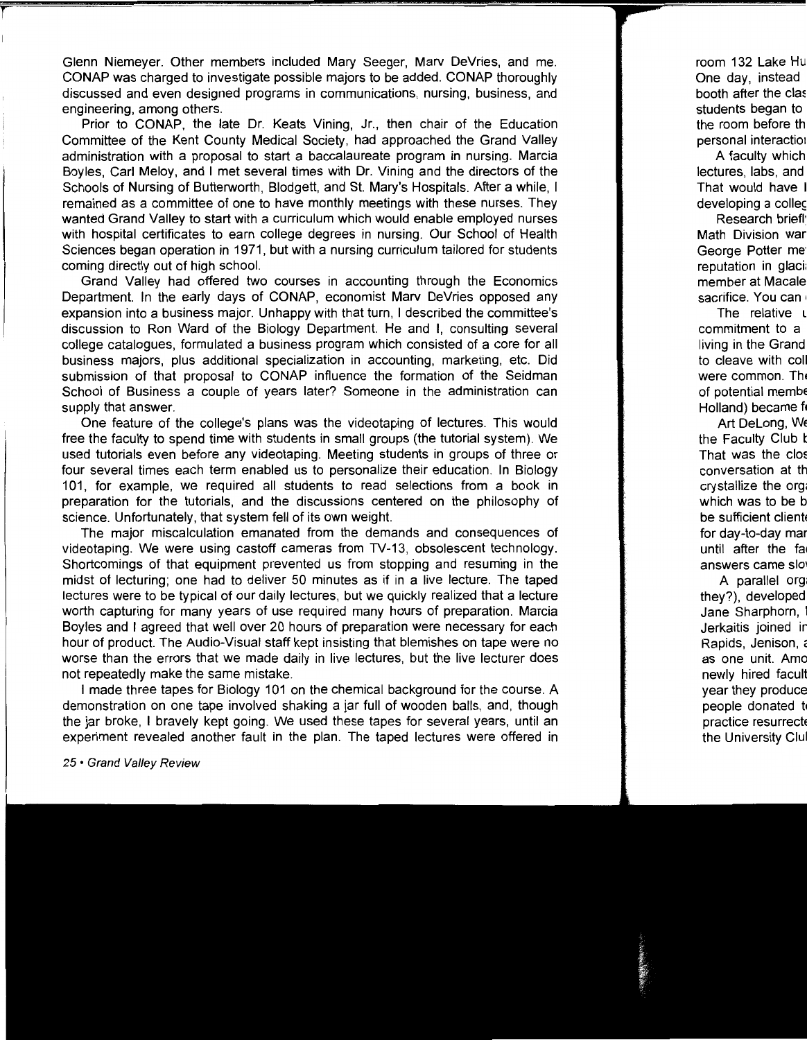Glenn Niemeyer. Other members included Mary Seeger, Marv DeVries, and me. CONAP was charged to investigate possible majors to be added. CONAP thoroughly discussed and even designed programs in communications, nursing, business, and engineering, among others.

Prior to CONAP, the late Dr. Keats Vining, Jr., then chair of the Education Committee of the Kent County Medical Society, had approached the Grand Valley administration with a proposal to start a baccalaureate program in nursing. Marcia Boyles, Carl Meloy, and I met several times with Dr. Vining and the directors of the Schools of Nursing of Butterworth, Blodgett, and St. Mary's Hospitals. After a while, I remained as a committee of one to have monthly meetings with these nurses. They wanted Grand Valley to start with a curriculum which would enable employed nurses with hospital certificates to earn college degrees in nursing. Our School of Health Sciences began operation in 1971, but with a nursing curriculum tailored for students coming directly out of high school.

Grand Valley had offered two courses in accounting through the Economics Department. In the early days of CONAP, economist Marv DeVries opposed any expansion into a business major. Unhappy with that turn, I described the committee's discussion to Ron Ward of the Biology Department. He and I, consulting several college catalogues, formulated a business program which consisted of a core for all business majors, plus additional specialization in accounting, marketing, etc. Did submission of that proposal to CONAP influence the formation of the Seidman School of Business a couple of years later? Someone in the administration can supply that answer.

One feature of the college's plans was the videotaping of lectures. This would free the faculty to spend time with students in small groups (the tutorial system). We used tutorials even before any videotaping. Meeting students in groups of three or four several times each term enabled us to personalize their education. In Biology 101, for example, we required all students to read selections from a book in preparation for the tutorials, and the discussions centered on the philosophy of science. Unfortunately, that system fell of its own weight.

The major miscalculation emanated from the demands and consequences of videotaping. We were using castoff cameras from TV-13, obsolescent technology. Shortcomings of that equipment prevented us from stopping and resuming in the midst of lecturing; one had to deliver 50 minutes as if in a live lecture. The taped lectures were to be typical of our daily lectures, but we quickly realized that a lecture worth capturing for many years of use required many hours of preparation. Marcia Boyles and I agreed that well over 20 hours of preparation were necessary for each hour of product. The Audio-Visual staff kept insisting that blemishes on tape were no worse than the errors that we made daily in live lectures, but the live lecturer does not repeatedly make the same mistake.

I made three tapes for Biology 101 on the chemical background for the course. A demonstration on one tape involved shaking a jar full of wooden balls, and, though the jar broke, I bravely kept going. We used these tapes for several years, until an experiment revealed another fault in the plan. The taped lectures were offered in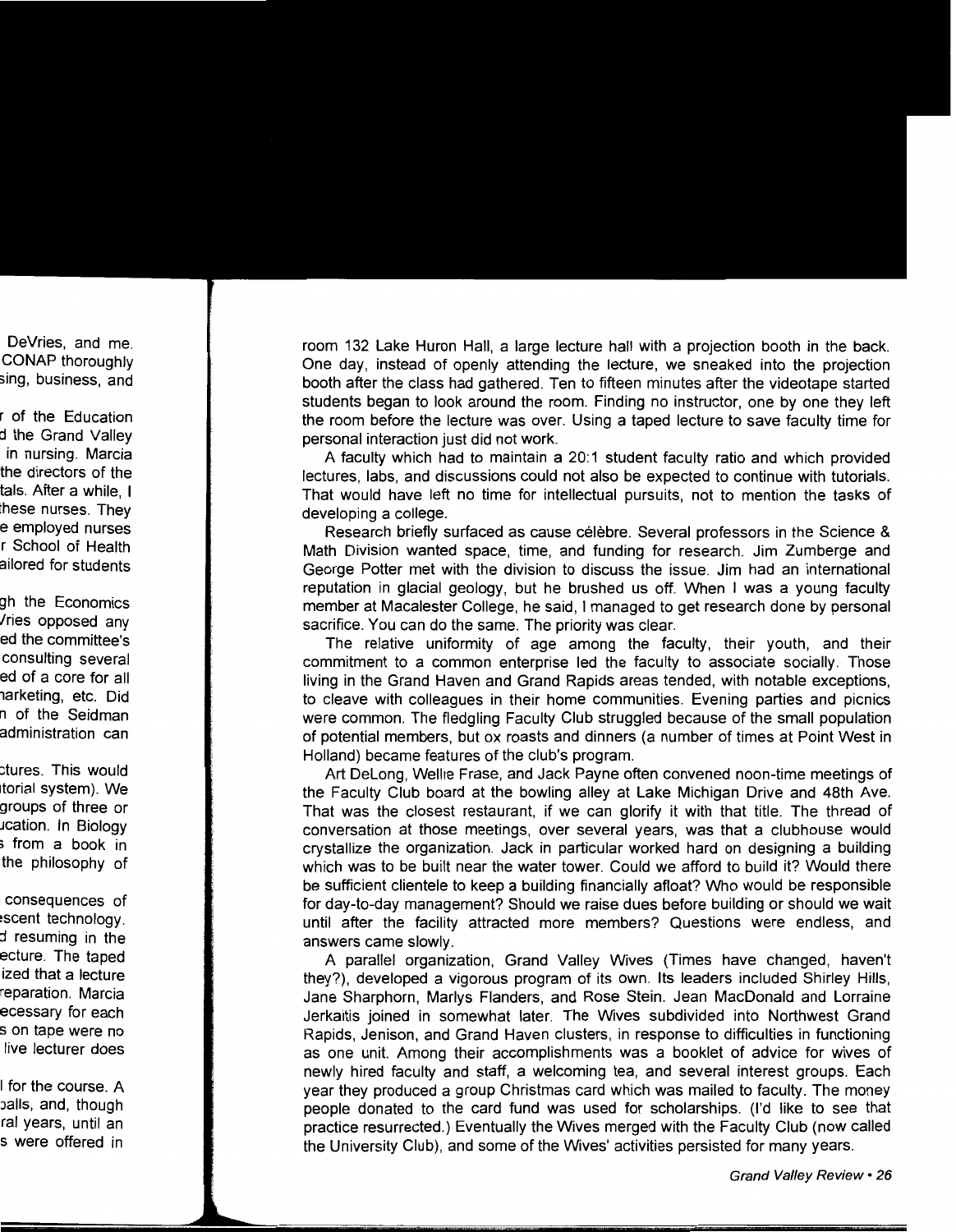room 132 Lake Huron Hall, a large lecture hall with a projection booth in the back. One day, instead of openly attending the lecture, we sneaked into the projection booth after the class had gathered. Ten to fifteen minutes after the videotape started students began to look around the room. Finding no instructor, one by one they left the room before the lecture was over. Using a taped lecture to save faculty time for personal interaction just did not work.

A faculty which had to maintain a 20:1 student faculty ratio and which provided lectures, labs, and discussions could not also be expected to continue with tutorials. That would have left no time for intellectual pursuits, not to mention the tasks of developing a college.

Research briefly surfaced as cause célèbre. Several professors in the Science & Math Division wanted space, time, and funding for research. Jim Zumberge and George Potter met with the division to discuss the issue. Jim had an international reputation in glacial geology, but he brushed us off. When I was a young faculty member at Macalester College, he said, I managed to get research done by personal sacrifice. You can do the same. The priority was clear.

The relative uniformity of age among the faculty, their youth, and their commitment to a common enterprise led the faculty to associate socially. Those living in the Grand Haven and Grand Rapids areas tended, with notable exceptions, to cleave with colleagues in their home communities. Evening parties and picnics were common. The fledgling Faculty Club struggled because of the small population of potential members, but ox roasts and dinners (a number of times at Point West in Holland) became features of the club's program.

Art DeLong, Wellie Frase, and Jack Payne often convened noon-time meetings of the Faculty Club board at the bowling alley at Lake Michigan Drive and 48th Ave. That was the closest restaurant, if we can glorify it with that title. The thread of conversation at those meetings, over several years, was that a clubhouse would crystallize the organization. Jack in particular worked hard on designing a building which was to be built near the water tower. Could we afford to build it? Would there be sufficient clientele to keep a building financially afloat? Who would be responsible for day-to-day management? Should we raise dues before building or should we wait until after the facility attracted more members? Questions were endless, and answers came slowly.

A parallel organization, Grand Valley Wives (Times have changed, haven't they?), developed a vigorous program of its own. Its leaders included Shirley Hills, Jane Sharphorn, Marlys Flanders, and Rose Stein. Jean MacDonald and Lorraine Jerkaitis joined in somewhat later. The Wives subdivided into Northwest Grand Rapids, Jenison, and Grand Haven clusters, in response to difficulties in functioning as one unit. Among their accomplishments was a booklet of advice for wives of newly hired faculty and staff, a welcoming tea, and several interest groups. Each year they produced a group Christmas card which was mailed to faculty. The money people donated to the card fund was used for scholarships. (I'd like to see that practice resurrected.) Eventually the Wives merged with the Faculty Club (now called the University Club), and some of the Wives' activities persisted for many years.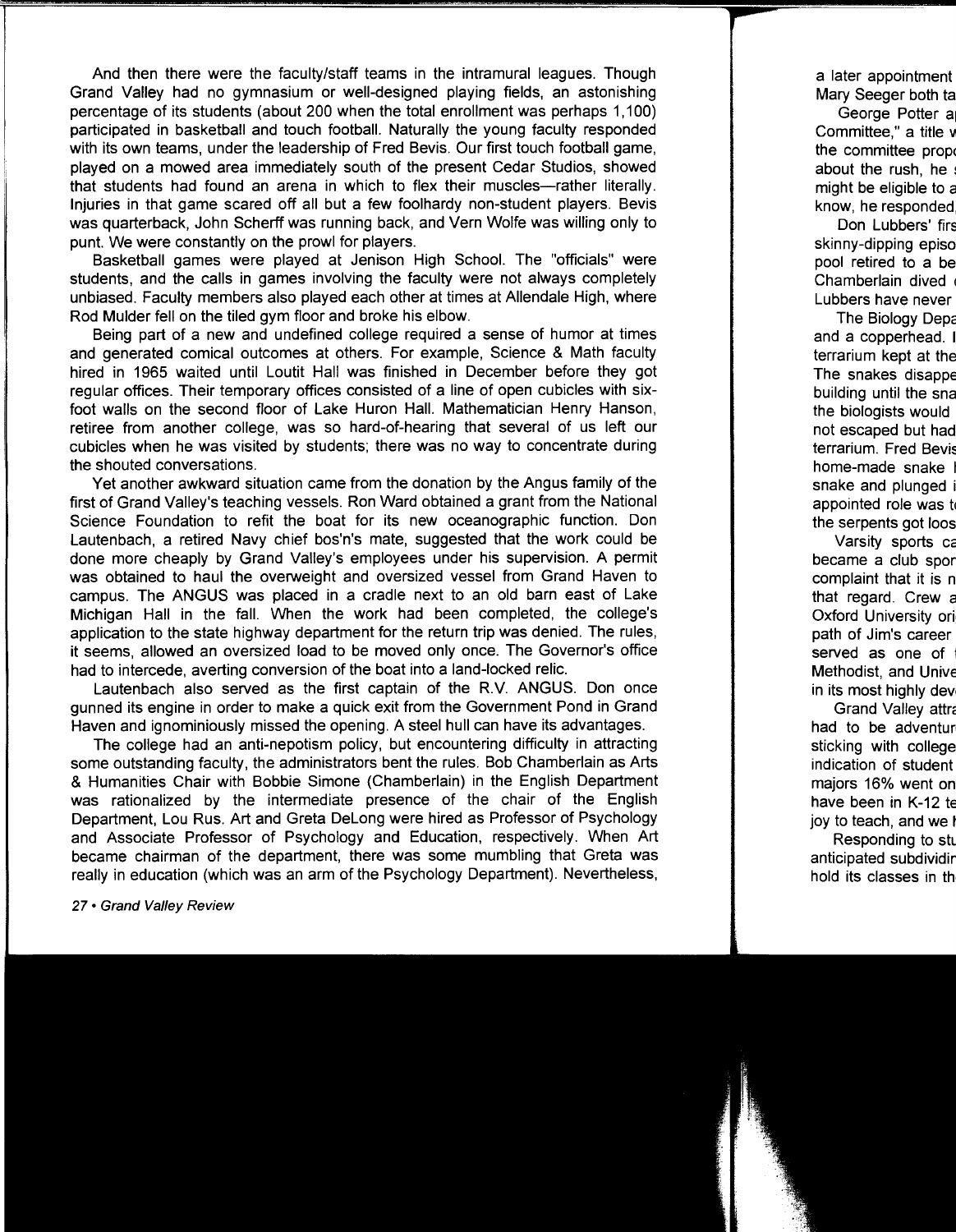And then there were the faculty/staff teams in the intramural leagues. Though Grand Valley had no gymnasium or well-designed playing fields, an astonishing percentage of its students (about 200 when the total enrollment was perhaps 1,100) participated in basketball and touch football. Naturally the young faculty responded with its own teams, under the leadership of Fred Bevis. Our first touch football game, played on a mowed area immediately south of the present Cedar Studios, showed that students had found an arena in which to flex their muscles—rather literally. Injuries in that game scared off all but a few foolhardy non-student players. Bevis was quarterback, John Scherff was running back, and Vern Wolfe was willing only to punt. We were constantly on the prowl for players.

Basketball games were played at Jenison High School. The "officials" were students, and the calls in games involving the faculty were not always completely unbiased. Faculty members also played each other at times at Allendale High, where Rod Mulder fell on the tiled gym floor and broke his elbow.

Being part of a new and undefined college required a sense of humor at times and generated comical outcomes at others. For example, Science & Math faculty hired in 1965 waited until Loutit Hall was finished in December before they got regular offices. Their temporary offices consisted of a line of open cubicles with six-foot walls on the second floor of Lake Huron Hall. Mathematician Henry Hanson, retiree from another college, was so hard-of-hearing that several of us left our cubicles when he was visited by students; there was no way to concentrate during the shouted conversations.

Yet another awkward situation came from the donation by the Angus family of the first of Grand Valley's teaching vessels. Ron Ward obtained a grant from the National Science Foundation to refit the boat for its new oceanographic function. Don Lautenbach, a retired Navy chief bos'n's mate, suggested that the work could be done more cheaply by Grand Valley's employees under his supervision. A permit was obtained to haul the overweight and oversized vessel from Grand Haven to campus. The ANGUS was placed in a cradle next to an old barn east of Lake Michigan Hall in the fall. When the work had been completed, the college's application to the state highway department for the return trip was denied. The rules, it seems, allowed an oversized load to be moved only once. The Governor's office had to intercede, averting conversion of the boat into a land-locked relic.

Lautenbach also served as the first captain of the R.V. ANGUS. Don once gunned its engine in order to make a quick exit from the Government Pond in Grand Haven and ignominiously missed the opening. A steel hull can have its advantages.

The college had an anti-nepotism policy, but encountering difficulty in attracting some outstanding faculty, the administrators bent the rules. Bob Chamberlain as Arts & Humanities Chair with Bobbie Simone (Chamberlain) in the English Department was rationalized by the intermediate presence of the chair of the English Department, Lou Rus. Art and Greta DeLong were hired as Professor of Psychology and Associate Professor of Psychology and Education, respectively. When Art became chairman of the department, there was some mumbling that Greta was really in education (which was an arm of the Psychology Department). Nevertheless,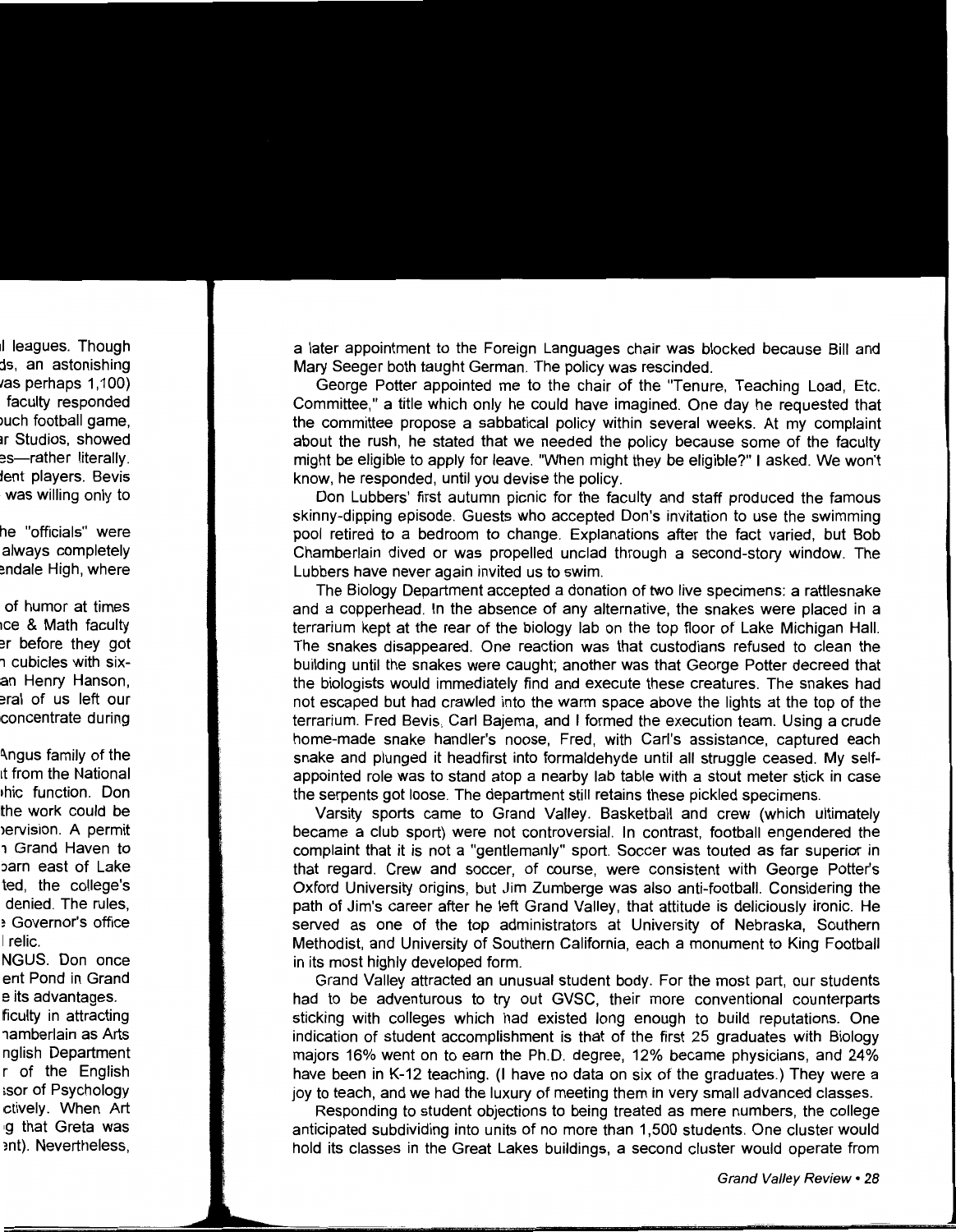a later appointment to the Foreign Languages chair was blocked because Bill and Mary Seeger both taught German. The policy was rescinded.

George Potter appointed me to the chair of the "Tenure, Teaching Load, Etc. Committee," a title which only he could have imagined. One day he requested that the committee propose a sabbatical policy within several weeks. At my complaint about the rush, he stated that we needed the policy because some of the faculty might be eligible to apply for leave. "When might they be eligible?" I asked. We won't know, he responded, until you devise the policy.

Don Lubbers' first autumn picnic for the faculty and staff produced the famous skinny-dipping episode. Guests who accepted Don's invitation to use the swimming pool retired to a bedroom to change. Explanations after the fact varied, but Bob Chamberlain dived or was propelled unclad through a second-story window. The Lubbers have never again invited us to swim.

The Biology Department accepted a donation of two live specimens: a rattlesnake and a copperhead. In the absence of any alternative, the snakes were placed in a terrarium kept at the rear of the biology lab on the top floor of Lake Michigan Hall. The snakes disappeared. One reaction was that custodians refused to clean the building until the snakes were caught; another was that George Potter decreed that the biologists would immediately find and execute these creatures. The snakes had not escaped but had crawled into the warm space above the lights at the top of the terrarium. Fred Bevis, Carl Bajema, and I formed the execution team. Using a crude home-made snake handler's noose, Fred, with Carl's assistance, captured each snake and plunged it headfirst into formaldehyde until all struggle ceased. My self-appointed role was to stand atop a nearby lab table with a stout meter stick in case the serpents got loose. The department still retains these pickled specimens.

Varsity sports came to Grand Valley. Basketball and crew (which ultimately became a club sport) were not controversial. In contrast, football engendered the complaint that it is not a "gentlemanly" sport. Soccer was touted as far superior in that regard. Crew and soccer, of course, were consistent with George Potter's Oxford University origins, but Jim Zumberge was also anti-football. Considering the path of Jim's career after he left Grand Valley, that attitude is deliciously ironic. He served as one of the top administrators at University of Nebraska, Southern Methodist, and University of Southern California, each a monument to King Football in its most highly developed form.

Grand Valley attracted an unusual student body. For the most part, our students had to be adventurous to try out GVSC, their more conventional counterparts sticking with colleges which had existed long enough to build reputations. One indication of student accomplishment is that of the first 25 graduates with Biology majors 16% went on to earn the Ph.D. degree, 12% became physicians, and 24% have been in K-12 teaching. (I have no data on six of the graduates.) They were a joy to teach, and we had the luxury of meeting them in very small advanced classes.

Responding to student objections to being treated as mere numbers, the college anticipated subdividing into units of no more than 1,500 students. One cluster would hold its classes in the Great Lakes buildings, a second cluster would operate from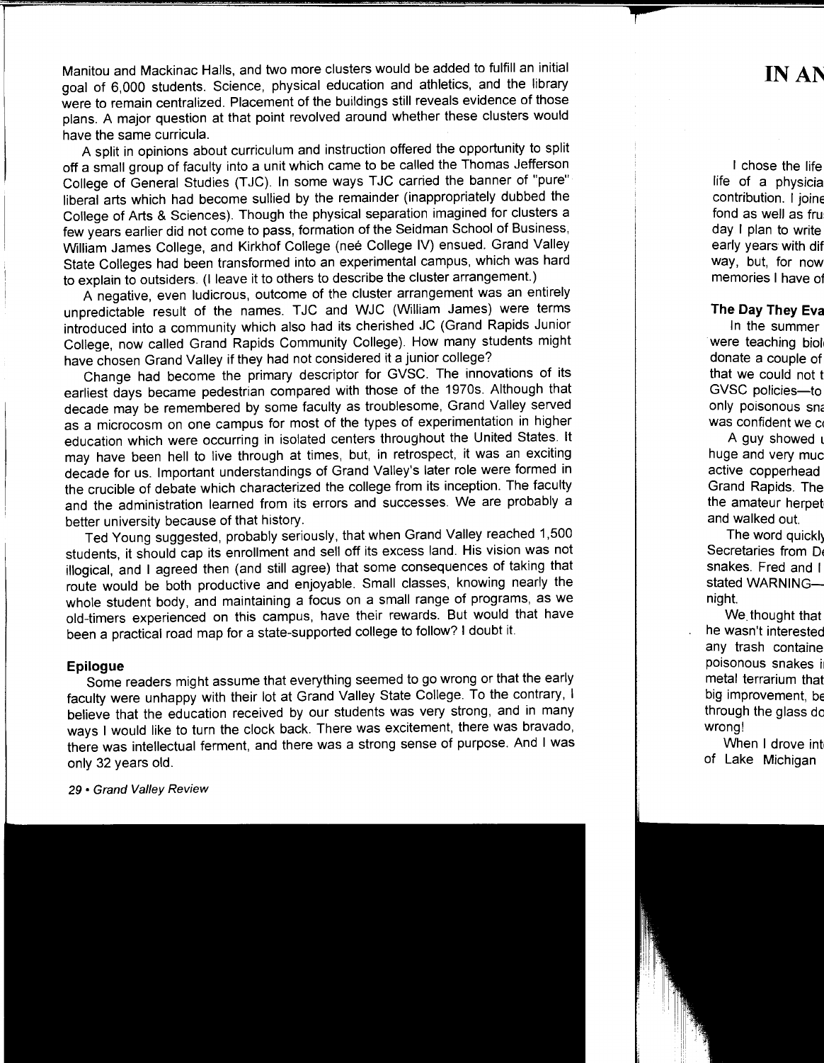Manitou and Mackinac Halls, and two more clusters would be added to fulfill an initial goal of 6,000 students. Science, physical education and athletics, and the library were to remain centralized. Placement of the buildings still reveals evidence of those plans. A major question at that point revolved around whether these clusters would have the same curricula.

A split in opinions about curriculum and instruction offered the opportunity to split off a small group of faculty into a unit which came to be called the Thomas Jefferson College of General Studies (TJC). In some ways TJC carried the banner of "pure" liberal arts which had become sullied by the remainder (inappropriately dubbed the College of Arts & Sciences). Though the physical separation imagined for clusters a few years earlier did not come to pass, formation of the Seidman School of Business, William James College, and Kirkhof College (neé College IV) ensued. Grand Valley State Colleges had been transformed into an experimental campus, which was hard to explain to outsiders. (I leave it to others to describe the cluster arrangement.)

A negative, even ludicrous, outcome of the cluster arrangement was an entirely unpredictable result of the names. TJC and WJC (William James) were terms introduced into a community which also had its cherished JC (Grand Rapids Junior College, now called Grand Rapids Community College). How many students might have chosen Grand Valley if they had not considered it a junior college?

Change had become the primary descriptor for GVSC. The innovations of its earliest days became pedestrian compared with those of the 1970s. Although that decade may be remembered by some faculty as troublesome, Grand Valley served as a microcosm on one campus for most of the types of experimentation in higher education which were occurring in isolated centers throughout the United States. It may have been hell to live through at times, but, in retrospect, it was an exciting decade for us. Important understandings of Grand Valley's later role were formed in the crucible of debate which characterized the college from its inception. The faculty and the administration learned from its errors and successes. We are probably a better university because of that history.

Ted Young suggested, probably seriously, that when Grand Valley reached 1,500 students, it should cap its enrollment and sell off its excess land. His vision was not illogical, and I agreed then (and still agree) that some consequences of taking that route would be both productive and enjoyable. Small classes, knowing nearly the whole student body, and maintaining a focus on a small range of programs, as we old-timers experienced on this campus, have their rewards. But would that have been a practical road map for a state-supported college to follow? I doubt it.

### Epilogue

Some readers might assume that everything seemed to go wrong or that the early faculty were unhappy with their lot at Grand Valley State College. To the contrary, I believe that the education received by our students was very strong, and in many ways I would like to turn the clock back. There was excitement, there was bravado, there was intellectual ferment, and there was a strong sense of purpose. And I was only 32 years old.